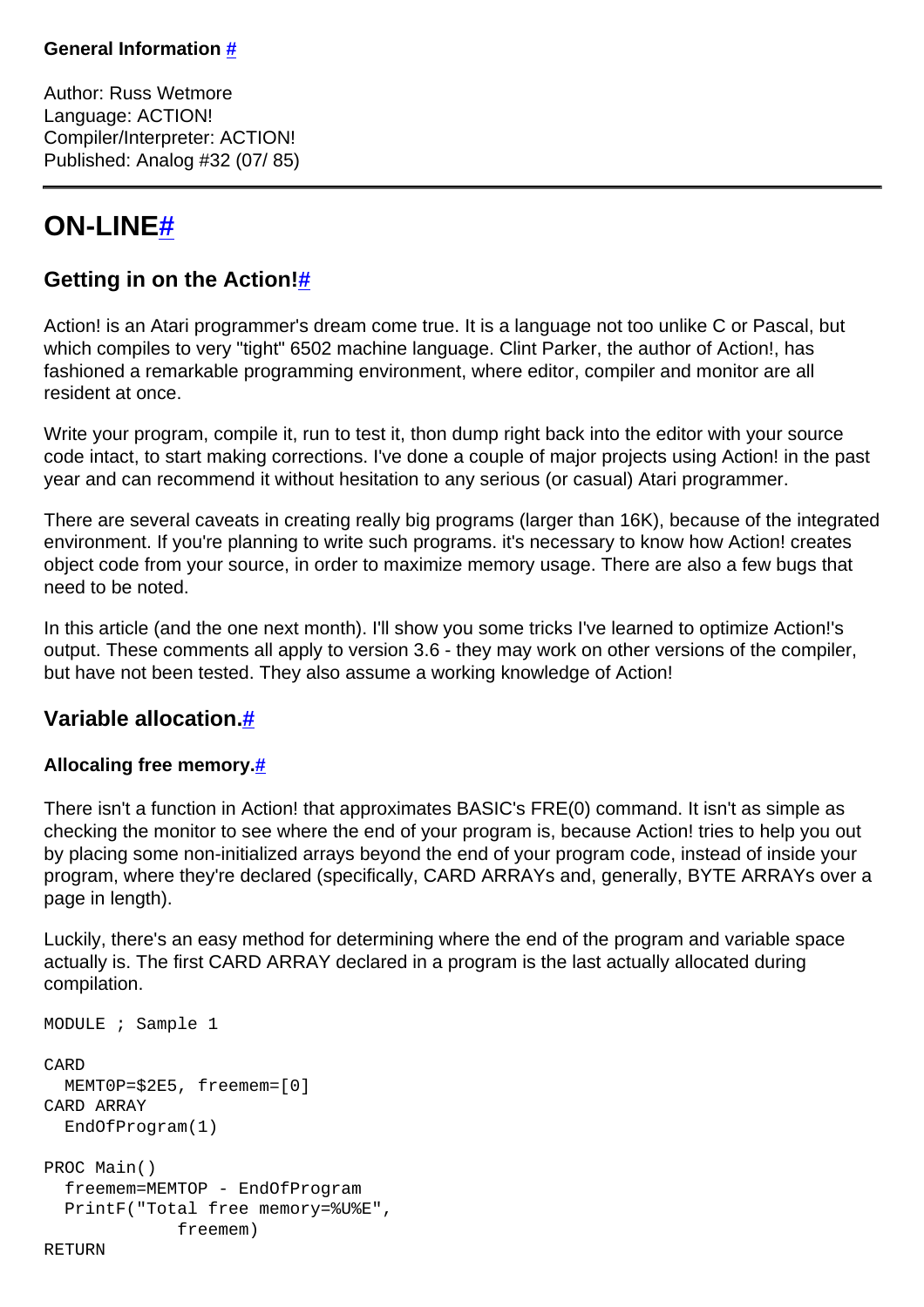**General Information** #

Author: Russ Wetmore
Language: ACTION!
Compiler/Interpreter: ACTION!
Published: Analog #32 (07/ 85)

---

# ON-LINE#

## Getting in on the Action!#

Action! is an Atari programmer's dream come true. It is a language not too unlike C or Pascal, but which compiles to very "tight" 6502 machine language. Clint Parker, the author of Action!, has fashioned a remarkable programming environment, where editor, compiler and monitor are all resident at once.

Write your program, compile it, run to test it, thon dump right back into the editor with your source code intact, to start making corrections. I've done a couple of major projects using Action! in the past year and can recommend it without hesitation to any serious (or casual) Atari programmer.

There are several caveats in creating really big programs (larger than 16K), because of the integrated environment. If you're planning to write such programs. it's necessary to know how Action! creates object code from your source, in order to maximize memory usage. There are also a few bugs that need to be noted.

In this article (and the one next month). I'll show you some tricks I've learned to optimize Action!'s output. These comments all apply to version 3.6 - they may work on other versions of the compiler, but have not been tested. They also assume a working knowledge of Action!

## Variable allocation.#

### Allocaling free memory.#

There isn't a function in Action! that approximates BASIC's FRE(0) command. It isn't as simple as checking the monitor to see where the end of your program is, because Action! tries to help you out by placing some non-initialized arrays beyond the end of your program code, instead of inside your program, where they're declared (specifically, CARD ARRAYs and, generally, BYTE ARRAYs over a page in length).

Luckily, there's an easy method for determining where the end of the program and variable space actually is. The first CARD ARRAY declared in a program is the last actually allocated during compilation.

```
MODULE ; Sample 1

CARD
  MEMT0P=$2E5, freemem=[0]
CARD ARRAY
  EndOfProgram(1)

PROC Main()
  freemem=MEMTOP - EndOfProgram
  PrintF("Total free memory=%U%E",
            freemem)
RETURN
```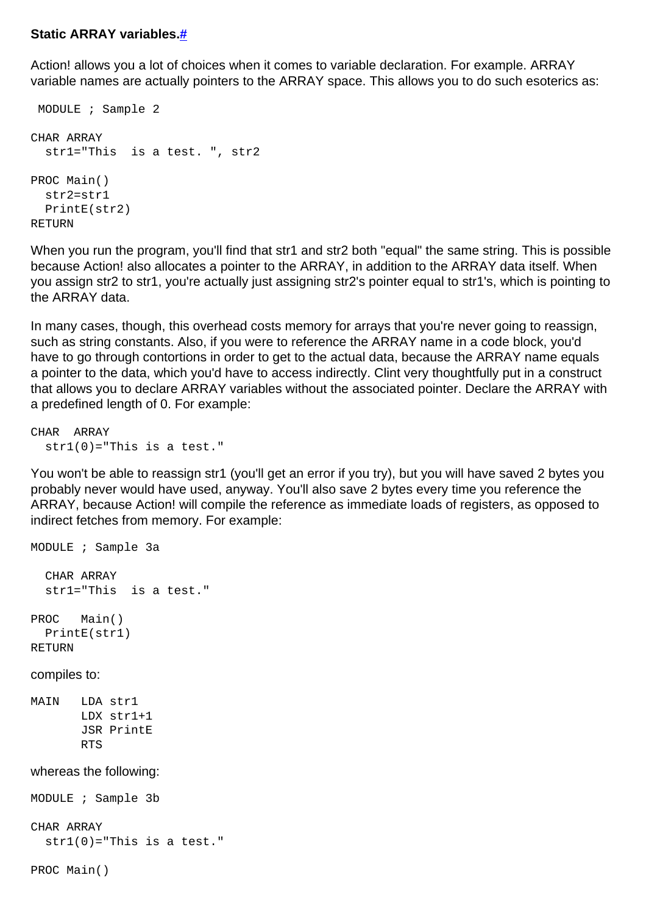### Static ARRAY variables.[#](#)

Action! allows you a lot of choices when it comes to variable declaration. For example. ARRAY variable names are actually pointers to the ARRAY space. This allows you to do such esoterics as:

```
 MODULE ; Sample 2

CHAR ARRAY
  str1="This  is a test. ", str2

PROC Main()
  str2=str1
  PrintE(str2)
RETURN
```

When you run the program, you'll find that str1 and str2 both "equal" the same string. This is possible because Action! also allocates a pointer to the ARRAY, in addition to the ARRAY data itself. When you assign str2 to str1, you're actually just assigning str2's pointer equal to str1's, which is pointing to the ARRAY data.

In many cases, though, this overhead costs memory for arrays that you're never going to reassign, such as string constants. Also, if you were to reference the ARRAY name in a code block, you'd have to go through contortions in order to get to the actual data, because the ARRAY name equals a pointer to the data, which you'd have to access indirectly. Clint very thoughtfully put in a construct that allows you to declare ARRAY variables without the associated pointer. Declare the ARRAY with a predefined length of 0. For example:

```
CHAR  ARRAY
  str1(0)="This is a test."
```

You won't be able to reassign str1 (you'll get an error if you try), but you will have saved 2 bytes you probably never would have used, anyway. You'll also save 2 bytes every time you reference the ARRAY, because Action! will compile the reference as immediate loads of registers, as opposed to indirect fetches from memory. For example:

```
MODULE ; Sample 3a

  CHAR ARRAY
  str1="This  is a test."

PROC   Main()
  PrintE(str1)
RETURN
```

compiles to:

```
MAIN   LDA str1
       LDX str1+1
       JSR PrintE
       RTS
```

whereas the following:

```
MODULE ; Sample 3b

CHAR ARRAY
  str1(0)="This is a test."

PROC Main()
```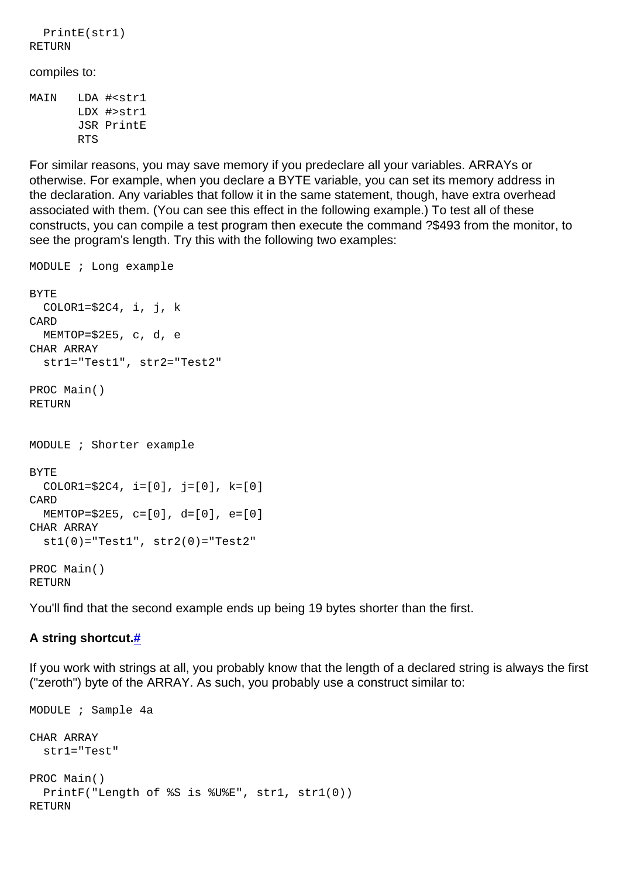```
  PrintE(str1)
RETURN
```

compiles to:

```
MAIN   LDA #<str1
       LDX #>str1
       JSR PrintE
       RTS
```

For similar reasons, you may save memory if you predeclare all your variables. ARRAYs or otherwise. For example, when you declare a BYTE variable, you can set its memory address in the declaration. Any variables that follow it in the same statement, though, have extra overhead associated with them. (You can see this effect in the following example.) To test all of these constructs, you can compile a test program then execute the command ?$493 from the monitor, to see the program's length. Try this with the following two examples:

```
MODULE ; Long example

BYTE
  COLOR1=$2C4, i, j, k
CARD
  MEMTOP=$2E5, c, d, e
CHAR ARRAY
  str1="Test1", str2="Test2"

PROC Main()
RETURN


MODULE ; Shorter example

BYTE
  COLOR1=$2C4, i=[0], j=[0], k=[0]
CARD
  MEMTOP=$2E5, c=[0], d=[0], e=[0]
CHAR ARRAY
  st1(0)="Test1", str2(0)="Test2"

PROC Main()
RETURN
```

You'll find that the second example ends up being 19 bytes shorter than the first.

### A string shortcut.#

If you work with strings at all, you probably know that the length of a declared string is always the first ("zeroth") byte of the ARRAY. As such, you probably use a construct similar to:

```
MODULE ; Sample 4a

CHAR ARRAY
  str1="Test"

PROC Main()
  PrintF("Length of %S is %U%E", str1, str1(0))
RETURN
```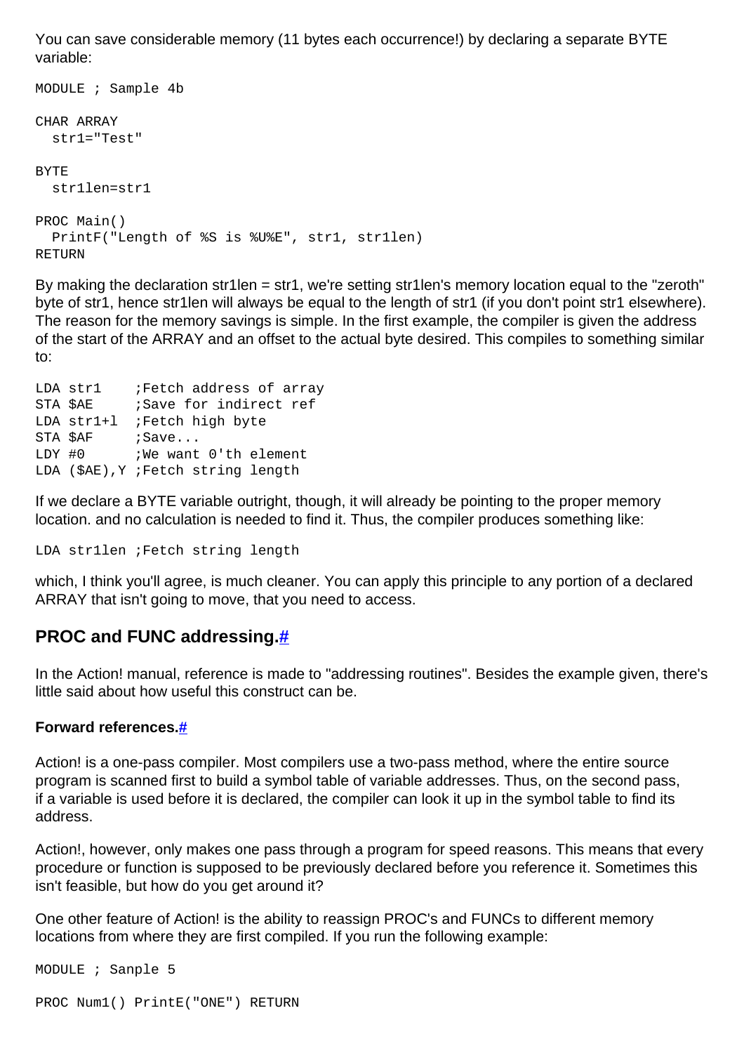You can save considerable memory (11 bytes each occurrence!) by declaring a separate BYTE variable:

```
MODULE ; Sample 4b

CHAR ARRAY
  str1="Test"

BYTE
  str1len=str1

PROC Main()
  PrintF("Length of %S is %U%E", str1, str1len)
RETURN
```

By making the declaration str1len = str1, we're setting str1len's memory location equal to the "zeroth" byte of str1, hence str1len will always be equal to the length of str1 (if you don't point str1 elsewhere). The reason for the memory savings is simple. In the first example, the compiler is given the address of the start of the ARRAY and an offset to the actual byte desired. This compiles to something similar to:

```
LDA str1    ;Fetch address of array
STA $AE     ;Save for indirect ref
LDA str1+l  ;Fetch high byte
STA $AF     ;Save...
LDY #0      ;We want 0'th element
LDA ($AE),Y ;Fetch string length
```

If we declare a BYTE variable outright, though, it will already be pointing to the proper memory location. and no calculation is needed to find it. Thus, the compiler produces something like:

```
LDA str1len ;Fetch string length
```

which, I think you'll agree, is much cleaner. You can apply this principle to any portion of a declared ARRAY that isn't going to move, that you need to access.

## PROC and FUNC addressing.#

In the Action! manual, reference is made to "addressing routines". Besides the example given, there's little said about how useful this construct can be.

#### Forward references.#

Action! is a one-pass compiler. Most compilers use a two-pass method, where the entire source program is scanned first to build a symbol table of variable addresses. Thus, on the second pass, if a variable is used before it is declared, the compiler can look it up in the symbol table to find its address.

Action!, however, only makes one pass through a program for speed reasons. This means that every procedure or function is supposed to be previously declared before you reference it. Sometimes this isn't feasible, but how do you get around it?

One other feature of Action! is the ability to reassign PROC's and FUNCs to different memory locations from where they are first compiled. If you run the following example:

```
MODULE ; Sanple 5

PROC Num1() PrintE("ONE") RETURN
```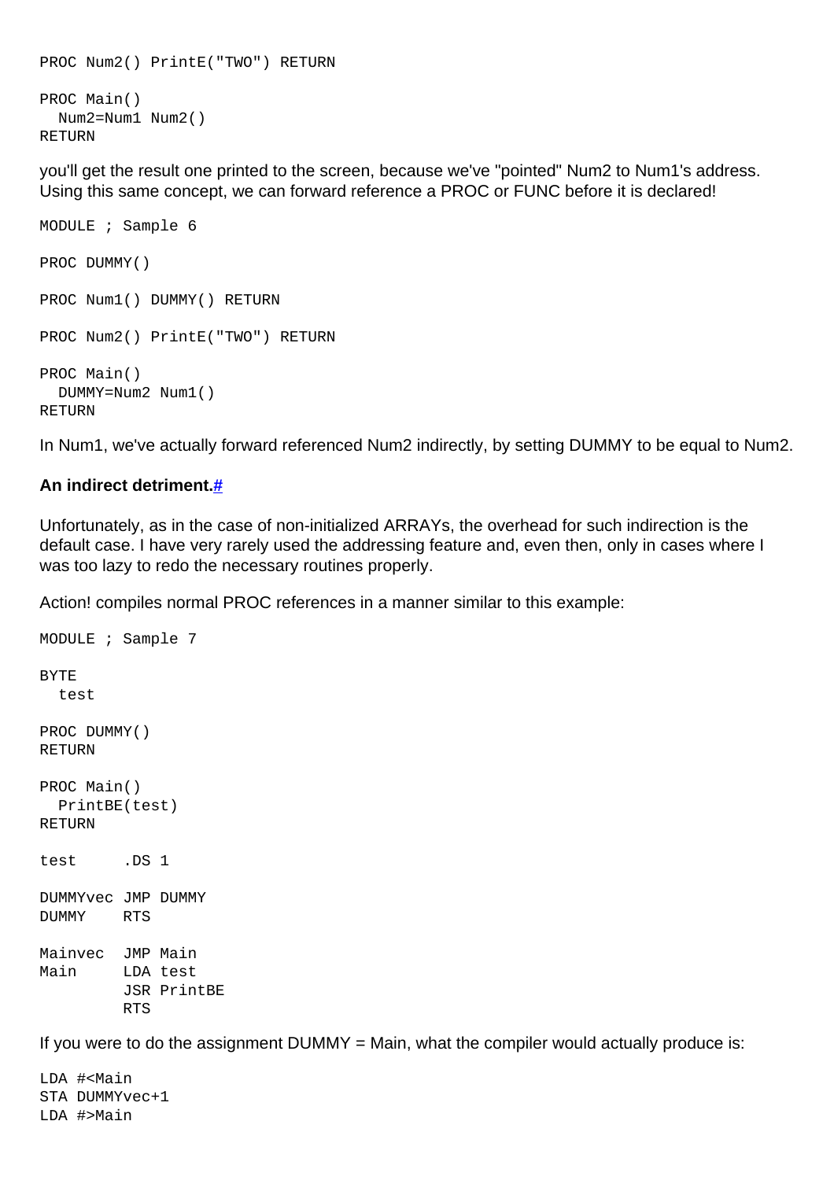```
PROC Num2() PrintE("TWO") RETURN

PROC Main()
  Num2=Num1 Num2()
RETURN
```

you'll get the result one printed to the screen, because we've "pointed" Num2 to Num1's address. Using this same concept, we can forward reference a PROC or FUNC before it is declared!

```
MODULE ; Sample 6

PROC DUMMY()

PROC Num1() DUMMY() RETURN

PROC Num2() PrintE("TWO") RETURN

PROC Main()
  DUMMY=Num2 Num1()
RETURN
```

In Num1, we've actually forward referenced Num2 indirectly, by setting DUMMY to be equal to Num2.

### An indirect detriment.#

Unfortunately, as in the case of non-initialized ARRAYs, the overhead for such indirection is the default case. I have very rarely used the addressing feature and, even then, only in cases where I was too lazy to redo the necessary routines properly.

Action! compiles normal PROC references in a manner similar to this example:

```
MODULE ; Sample 7

BYTE
  test

PROC DUMMY()
RETURN

PROC Main()
  PrintBE(test)
RETURN

test     .DS 1

DUMMYvec JMP DUMMY
DUMMY    RTS

Mainvec  JMP Main
Main     LDA test
         JSR PrintBE
         RTS
```

If you were to do the assignment DUMMY = Main, what the compiler would actually produce is:

```
LDA #<Main
STA DUMMYvec+1
LDA #>Main
```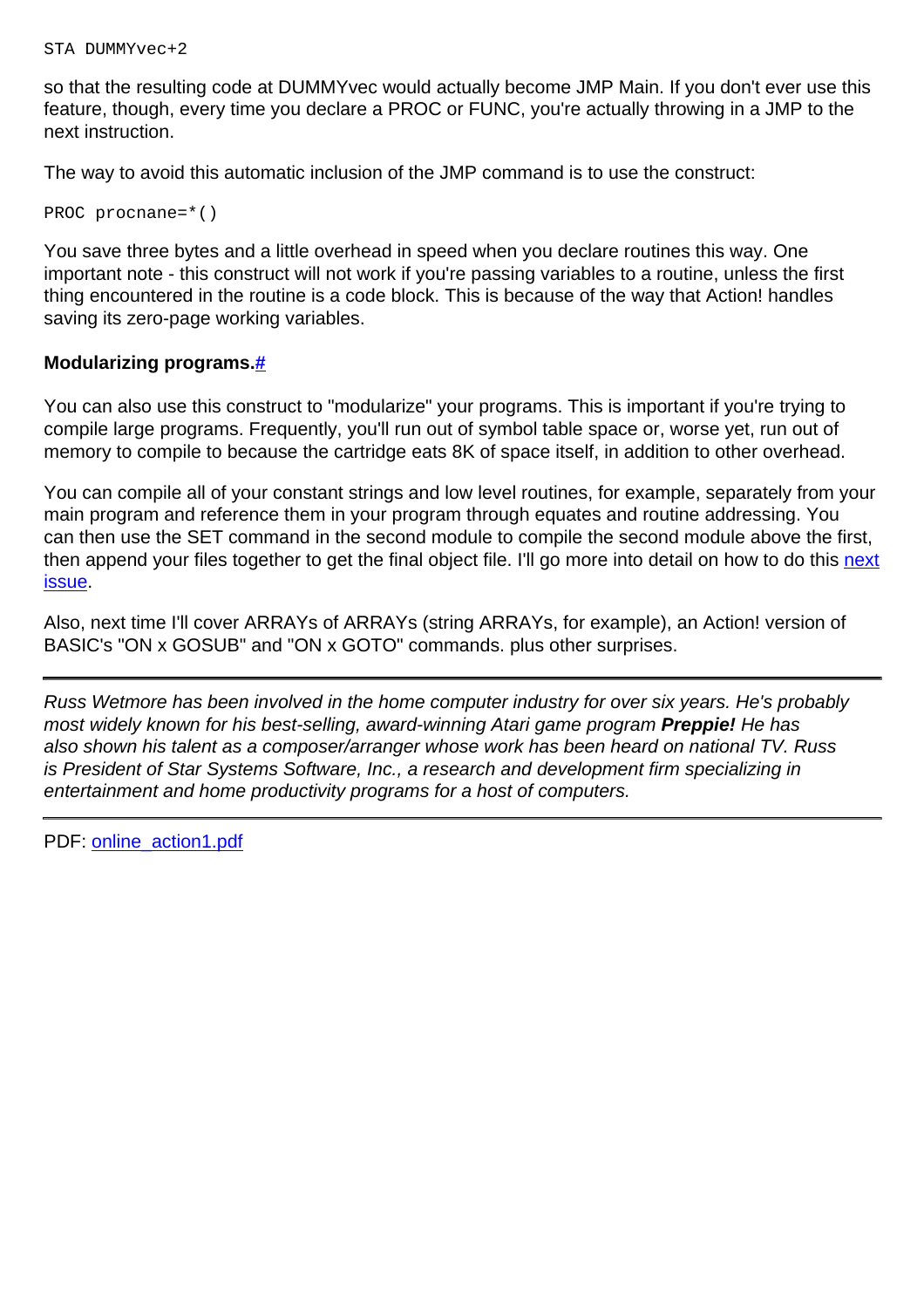```
STA DUMMYvec+2
```

so that the resulting code at DUMMYvec would actually become JMP Main. If you don't ever use this feature, though, every time you declare a PROC or FUNC, you're actually throwing in a JMP to the next instruction.

The way to avoid this automatic inclusion of the JMP command is to use the construct:

```
PROC procnane=*()
```

You save three bytes and a little overhead in speed when you declare routines this way. One important note - this construct will not work if you're passing variables to a routine, unless the first thing encountered in the routine is a code block. This is because of the way that Action! handles saving its zero-page working variables.

### Modularizing programs.#

You can also use this construct to "modularize" your programs. This is important if you're trying to compile large programs. Frequently, you'll run out of symbol table space or, worse yet, run out of memory to compile to because the cartridge eats 8K of space itself, in addition to other overhead.

You can compile all of your constant strings and low level routines, for example, separately from your main program and reference them in your program through equates and routine addressing. You can then use the SET command in the second module to compile the second module above the first, then append your files together to get the final object file. I'll go more into detail on how to do this next issue.

Also, next time I'll cover ARRAYs of ARRAYs (string ARRAYs, for example), an Action! version of BASIC's "ON x GOSUB" and "ON x GOTO" commands. plus other surprises.

---

*Russ Wetmore has been involved in the home computer industry for over six years. He's probably most widely known for his best-selling, award-winning Atari game program **Preppie!** He has also shown his talent as a composer/arranger whose work has been heard on national TV. Russ is President of Star Systems Software, Inc., a research and development firm specializing in entertainment and home productivity programs for a host of computers.*

---

PDF: online_action1.pdf